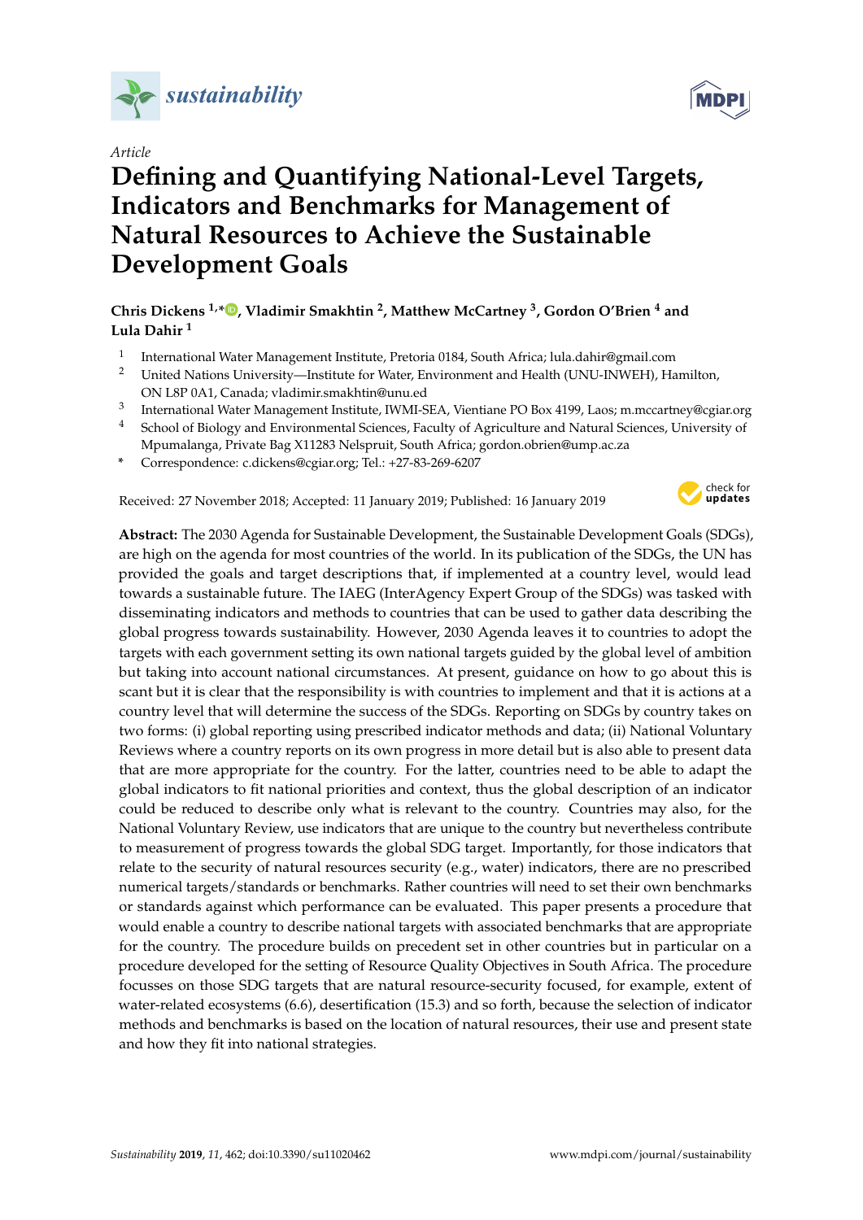*Article*

# Defining and Quantifying National-Level Targets, Indicators and Benchmarks for Management of Natural Resources to Achieve the Sustainable Development Goals

**Chris Dickens [1,*], Vladimir Smakhtin [2], Matthew McCartney [3], Gordon O'Brien [4] and Lula Dahir [1]**

[1] International Water Management Institute, Pretoria 0184, South Africa; lula.dahir@gmail.com
[2] United Nations University—Institute for Water, Environment and Health (UNU-INWEH), Hamilton, ON L8P 0A1, Canada; vladimir.smakhtin@unu.ed
[3] International Water Management Institute, IWMI-SEA, Vientiane PO Box 4199, Laos; m.mccartney@cgiar.org
[4] School of Biology and Environmental Sciences, Faculty of Agriculture and Natural Sciences, University of Mpumalanga, Private Bag X11283 Nelspruit, South Africa; gordon.obrien@ump.ac.za
* Correspondence: c.dickens@cgiar.org; Tel.: +27-83-269-6207

Received: 27 November 2018; Accepted: 11 January 2019; Published: 16 January 2019

**Abstract:** The 2030 Agenda for Sustainable Development, the Sustainable Development Goals (SDGs), are high on the agenda for most countries of the world. In its publication of the SDGs, the UN has provided the goals and target descriptions that, if implemented at a country level, would lead towards a sustainable future. The IAEG (InterAgency Expert Group of the SDGs) was tasked with disseminating indicators and methods to countries that can be used to gather data describing the global progress towards sustainability. However, 2030 Agenda leaves it to countries to adopt the targets with each government setting its own national targets guided by the global level of ambition but taking into account national circumstances. At present, guidance on how to go about this is scant but it is clear that the responsibility is with countries to implement and that it is actions at a country level that will determine the success of the SDGs. Reporting on SDGs by country takes on two forms: (i) global reporting using prescribed indicator methods and data; (ii) National Voluntary Reviews where a country reports on its own progress in more detail but is also able to present data that are more appropriate for the country. For the latter, countries need to be able to adapt the global indicators to fit national priorities and context, thus the global description of an indicator could be reduced to describe only what is relevant to the country. Countries may also, for the National Voluntary Review, use indicators that are unique to the country but nevertheless contribute to measurement of progress towards the global SDG target. Importantly, for those indicators that relate to the security of natural resources security (e.g., water) indicators, there are no prescribed numerical targets/standards or benchmarks. Rather countries will need to set their own benchmarks or standards against which performance can be evaluated. This paper presents a procedure that would enable a country to describe national targets with associated benchmarks that are appropriate for the country. The procedure builds on precedent set in other countries but in particular on a procedure developed for the setting of Resource Quality Objectives in South Africa. The procedure focusses on those SDG targets that are natural resource-security focused, for example, extent of water-related ecosystems (6.6), desertification (15.3) and so forth, because the selection of indicator methods and benchmarks is based on the location of natural resources, their use and present state and how they fit into national strategies.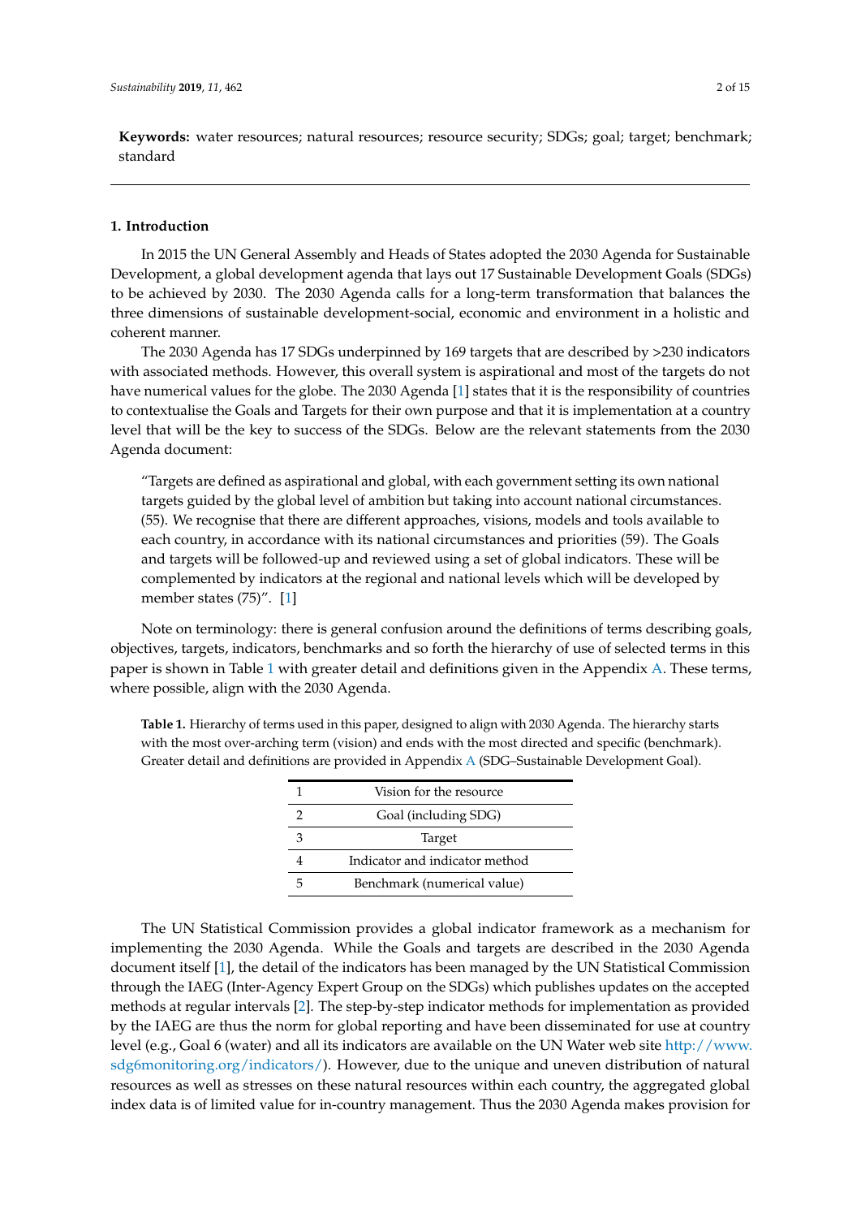**Keywords:** water resources; natural resources; resource security; SDGs; goal; target; benchmark; standard

## 1. Introduction

In 2015 the UN General Assembly and Heads of States adopted the 2030 Agenda for Sustainable Development, a global development agenda that lays out 17 Sustainable Development Goals (SDGs) to be achieved by 2030. The 2030 Agenda calls for a long-term transformation that balances the three dimensions of sustainable development-social, economic and environment in a holistic and coherent manner.

The 2030 Agenda has 17 SDGs underpinned by 169 targets that are described by >230 indicators with associated methods. However, this overall system is aspirational and most of the targets do not have numerical values for the globe. The 2030 Agenda [1] states that it is the responsibility of countries to contextualise the Goals and Targets for their own purpose and that it is implementation at a country level that will be the key to success of the SDGs. Below are the relevant statements from the 2030 Agenda document:

> "Targets are defined as aspirational and global, with each government setting its own national targets guided by the global level of ambition but taking into account national circumstances. (55). We recognise that there are different approaches, visions, models and tools available to each country, in accordance with its national circumstances and priorities (59). The Goals and targets will be followed-up and reviewed using a set of global indicators. These will be complemented by indicators at the regional and national levels which will be developed by member states (75)". [1]

Note on terminology: there is general confusion around the definitions of terms describing goals, objectives, targets, indicators, benchmarks and so forth the hierarchy of use of selected terms in this paper is shown in Table 1 with greater detail and definitions given in the Appendix A. These terms, where possible, align with the 2030 Agenda.

**Table 1.** Hierarchy of terms used in this paper, designed to align with 2030 Agenda. The hierarchy starts with the most over-arching term (vision) and ends with the most directed and specific (benchmark). Greater detail and definitions are provided in Appendix A (SDG–Sustainable Development Goal).

| | |
|---|---|
| 1 | Vision for the resource |
| 2 | Goal (including SDG) |
| 3 | Target |
| 4 | Indicator and indicator method |
| 5 | Benchmark (numerical value) |

The UN Statistical Commission provides a global indicator framework as a mechanism for implementing the 2030 Agenda. While the Goals and targets are described in the 2030 Agenda document itself [1], the detail of the indicators has been managed by the UN Statistical Commission through the IAEG (Inter-Agency Expert Group on the SDGs) which publishes updates on the accepted methods at regular intervals [2]. The step-by-step indicator methods for implementation as provided by the IAEG are thus the norm for global reporting and have been disseminated for use at country level (e.g., Goal 6 (water) and all its indicators are available on the UN Water web site http://www.sdg6monitoring.org/indicators/). However, due to the unique and uneven distribution of natural resources as well as stresses on these natural resources within each country, the aggregated global index data is of limited value for in-country management. Thus the 2030 Agenda makes provision for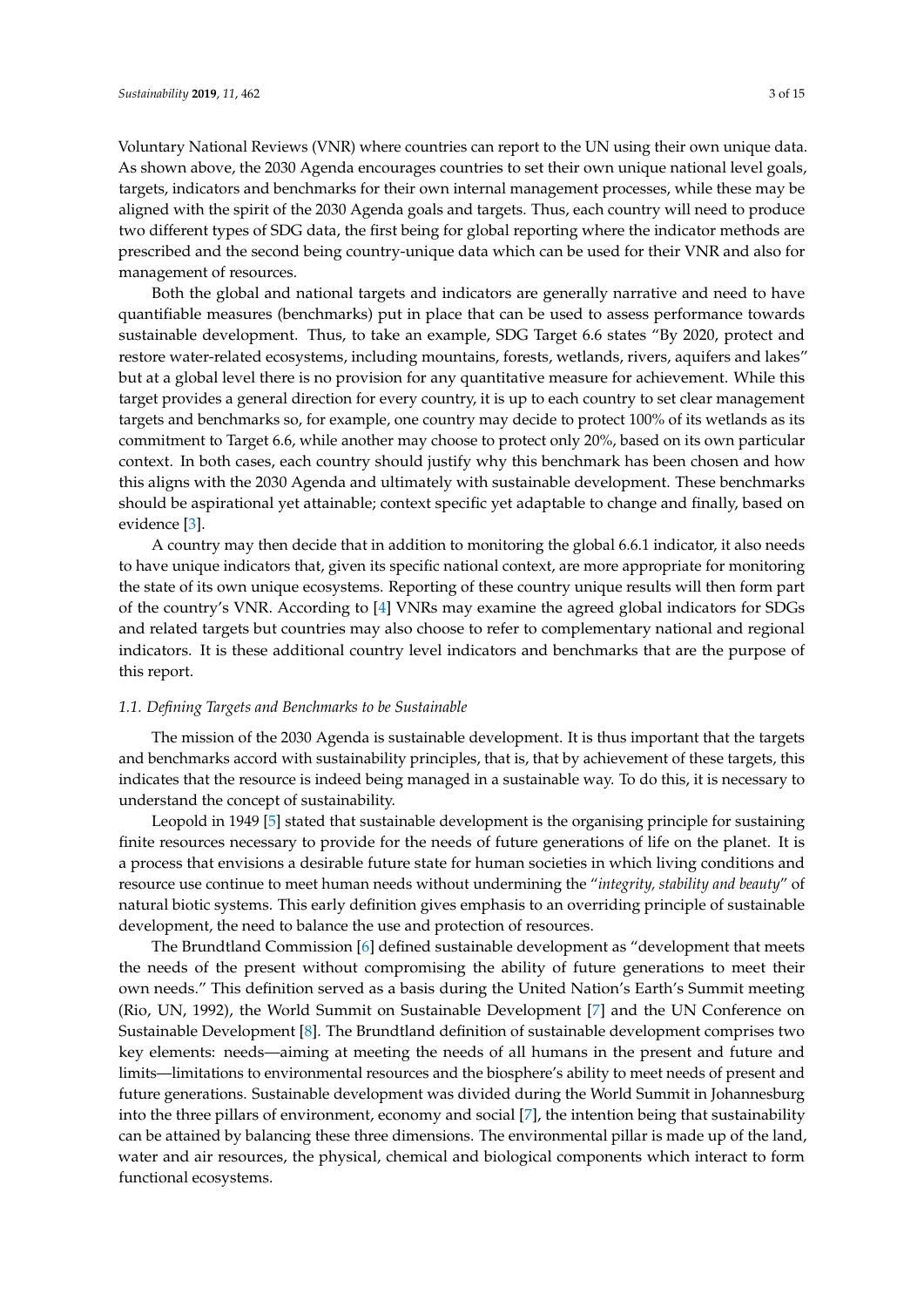Voluntary National Reviews (VNR) where countries can report to the UN using their own unique data. As shown above, the 2030 Agenda encourages countries to set their own unique national level goals, targets, indicators and benchmarks for their own internal management processes, while these may be aligned with the spirit of the 2030 Agenda goals and targets. Thus, each country will need to produce two different types of SDG data, the first being for global reporting where the indicator methods are prescribed and the second being country-unique data which can be used for their VNR and also for management of resources.

Both the global and national targets and indicators are generally narrative and need to have quantifiable measures (benchmarks) put in place that can be used to assess performance towards sustainable development. Thus, to take an example, SDG Target 6.6 states "By 2020, protect and restore water-related ecosystems, including mountains, forests, wetlands, rivers, aquifers and lakes" but at a global level there is no provision for any quantitative measure for achievement. While this target provides a general direction for every country, it is up to each country to set clear management targets and benchmarks so, for example, one country may decide to protect 100% of its wetlands as its commitment to Target 6.6, while another may choose to protect only 20%, based on its own particular context. In both cases, each country should justify why this benchmark has been chosen and how this aligns with the 2030 Agenda and ultimately with sustainable development. These benchmarks should be aspirational yet attainable; context specific yet adaptable to change and finally, based on evidence [3].

A country may then decide that in addition to monitoring the global 6.6.1 indicator, it also needs to have unique indicators that, given its specific national context, are more appropriate for monitoring the state of its own unique ecosystems. Reporting of these country unique results will then form part of the country's VNR. According to [4] VNRs may examine the agreed global indicators for SDGs and related targets but countries may also choose to refer to complementary national and regional indicators. It is these additional country level indicators and benchmarks that are the purpose of this report.

### *1.1. Defining Targets and Benchmarks to be Sustainable*

The mission of the 2030 Agenda is sustainable development. It is thus important that the targets and benchmarks accord with sustainability principles, that is, that by achievement of these targets, this indicates that the resource is indeed being managed in a sustainable way. To do this, it is necessary to understand the concept of sustainability.

Leopold in 1949 [5] stated that sustainable development is the organising principle for sustaining finite resources necessary to provide for the needs of future generations of life on the planet. It is a process that envisions a desirable future state for human societies in which living conditions and resource use continue to meet human needs without undermining the "*integrity, stability and beauty*" of natural biotic systems. This early definition gives emphasis to an overriding principle of sustainable development, the need to balance the use and protection of resources.

The Brundtland Commission [6] defined sustainable development as "development that meets the needs of the present without compromising the ability of future generations to meet their own needs." This definition served as a basis during the United Nation's Earth's Summit meeting (Rio, UN, 1992), the World Summit on Sustainable Development [7] and the UN Conference on Sustainable Development [8]. The Brundtland definition of sustainable development comprises two key elements: needs—aiming at meeting the needs of all humans in the present and future and limits—limitations to environmental resources and the biosphere's ability to meet needs of present and future generations. Sustainable development was divided during the World Summit in Johannesburg into the three pillars of environment, economy and social [7], the intention being that sustainability can be attained by balancing these three dimensions. The environmental pillar is made up of the land, water and air resources, the physical, chemical and biological components which interact to form functional ecosystems.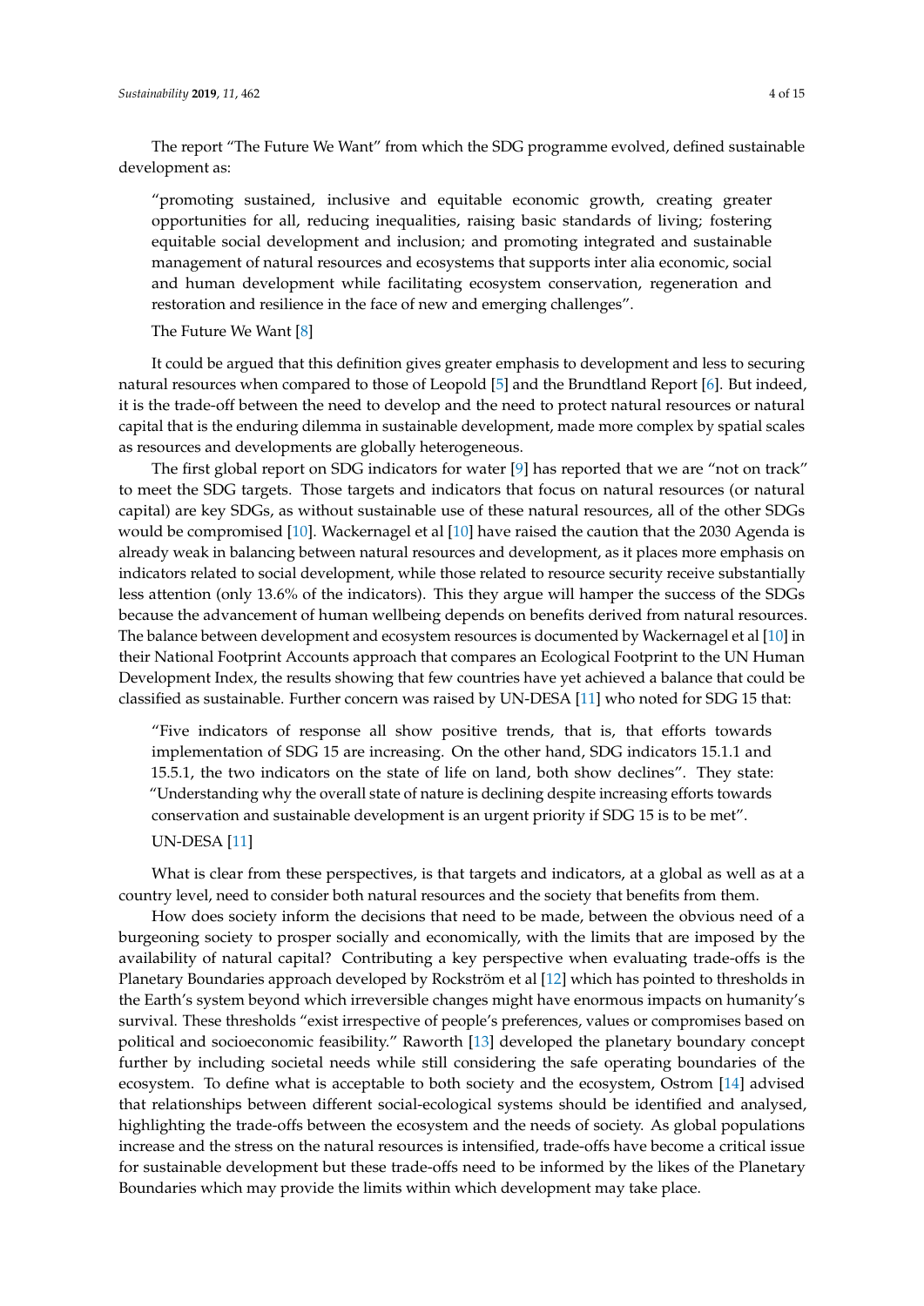The report "The Future We Want" from which the SDG programme evolved, defined sustainable development as:

> "promoting sustained, inclusive and equitable economic growth, creating greater opportunities for all, reducing inequalities, raising basic standards of living; fostering equitable social development and inclusion; and promoting integrated and sustainable management of natural resources and ecosystems that supports inter alia economic, social and human development while facilitating ecosystem conservation, regeneration and restoration and resilience in the face of new and emerging challenges".
>
> The Future We Want [8]

It could be argued that this definition gives greater emphasis to development and less to securing natural resources when compared to those of Leopold [5] and the Brundtland Report [6]. But indeed, it is the trade-off between the need to develop and the need to protect natural resources or natural capital that is the enduring dilemma in sustainable development, made more complex by spatial scales as resources and developments are globally heterogeneous.

The first global report on SDG indicators for water [9] has reported that we are "not on track" to meet the SDG targets. Those targets and indicators that focus on natural resources (or natural capital) are key SDGs, as without sustainable use of these natural resources, all of the other SDGs would be compromised [10]. Wackernagel et al [10] have raised the caution that the 2030 Agenda is already weak in balancing between natural resources and development, as it places more emphasis on indicators related to social development, while those related to resource security receive substantially less attention (only 13.6% of the indicators). This they argue will hamper the success of the SDGs because the advancement of human wellbeing depends on benefits derived from natural resources. The balance between development and ecosystem resources is documented by Wackernagel et al [10] in their National Footprint Accounts approach that compares an Ecological Footprint to the UN Human Development Index, the results showing that few countries have yet achieved a balance that could be classified as sustainable. Further concern was raised by UN-DESA [11] who noted for SDG 15 that:

> "Five indicators of response all show positive trends, that is, that efforts towards implementation of SDG 15 are increasing. On the other hand, SDG indicators 15.1.1 and 15.5.1, the two indicators on the state of life on land, both show declines". They state: "Understanding why the overall state of nature is declining despite increasing efforts towards conservation and sustainable development is an urgent priority if SDG 15 is to be met".
>
> UN-DESA [11]

What is clear from these perspectives, is that targets and indicators, at a global as well as at a country level, need to consider both natural resources and the society that benefits from them.

How does society inform the decisions that need to be made, between the obvious need of a burgeoning society to prosper socially and economically, with the limits that are imposed by the availability of natural capital? Contributing a key perspective when evaluating trade-offs is the Planetary Boundaries approach developed by Rockström et al [12] which has pointed to thresholds in the Earth's system beyond which irreversible changes might have enormous impacts on humanity's survival. These thresholds "exist irrespective of people's preferences, values or compromises based on political and socioeconomic feasibility." Raworth [13] developed the planetary boundary concept further by including societal needs while still considering the safe operating boundaries of the ecosystem. To define what is acceptable to both society and the ecosystem, Ostrom [14] advised that relationships between different social-ecological systems should be identified and analysed, highlighting the trade-offs between the ecosystem and the needs of society. As global populations increase and the stress on the natural resources is intensified, trade-offs have become a critical issue for sustainable development but these trade-offs need to be informed by the likes of the Planetary Boundaries which may provide the limits within which development may take place.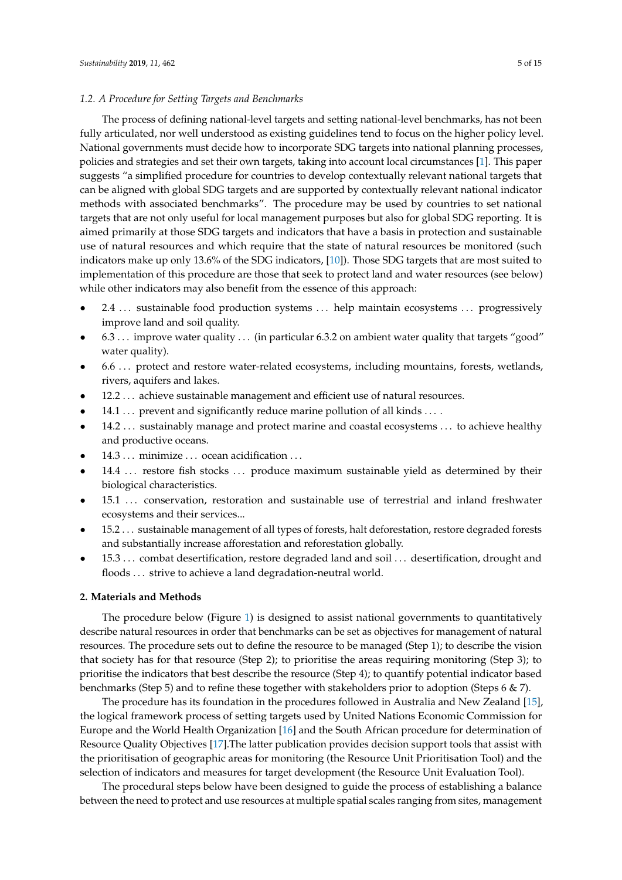### *1.2. A Procedure for Setting Targets and Benchmarks*

The process of defining national-level targets and setting national-level benchmarks, has not been fully articulated, nor well understood as existing guidelines tend to focus on the higher policy level. National governments must decide how to incorporate SDG targets into national planning processes, policies and strategies and set their own targets, taking into account local circumstances [1]. This paper suggests "a simplified procedure for countries to develop contextually relevant national targets that can be aligned with global SDG targets and are supported by contextually relevant national indicator methods with associated benchmarks". The procedure may be used by countries to set national targets that are not only useful for local management purposes but also for global SDG reporting. It is aimed primarily at those SDG targets and indicators that have a basis in protection and sustainable use of natural resources and which require that the state of natural resources be monitored (such indicators make up only 13.6% of the SDG indicators, [10]). Those SDG targets that are most suited to implementation of this procedure are those that seek to protect land and water resources (see below) while other indicators may also benefit from the essence of this approach:

- 2.4 ... sustainable food production systems ... help maintain ecosystems ... progressively improve land and soil quality.
- 6.3 ... improve water quality ... (in particular 6.3.2 on ambient water quality that targets "good" water quality).
- 6.6 ... protect and restore water-related ecosystems, including mountains, forests, wetlands, rivers, aquifers and lakes.
- 12.2 ... achieve sustainable management and efficient use of natural resources.
- 14.1 ... prevent and significantly reduce marine pollution of all kinds .... .
- 14.2 ... sustainably manage and protect marine and coastal ecosystems ... to achieve healthy and productive oceans.
- 14.3 ... minimize ... ocean acidification ...
- 14.4 ... restore fish stocks ... produce maximum sustainable yield as determined by their biological characteristics.
- 15.1 ... conservation, restoration and sustainable use of terrestrial and inland freshwater ecosystems and their services...
- 15.2 ... sustainable management of all types of forests, halt deforestation, restore degraded forests and substantially increase afforestation and reforestation globally.
- 15.3 ... combat desertification, restore degraded land and soil ... desertification, drought and floods ... strive to achieve a land degradation-neutral world.

## 2. Materials and Methods

The procedure below (Figure 1) is designed to assist national governments to quantitatively describe natural resources in order that benchmarks can be set as objectives for management of natural resources. The procedure sets out to define the resource to be managed (Step 1); to describe the vision that society has for that resource (Step 2); to prioritise the areas requiring monitoring (Step 3); to prioritise the indicators that best describe the resource (Step 4); to quantify potential indicator based benchmarks (Step 5) and to refine these together with stakeholders prior to adoption (Steps 6 & 7).

The procedure has its foundation in the procedures followed in Australia and New Zealand [15], the logical framework process of setting targets used by United Nations Economic Commission for Europe and the World Health Organization [16] and the South African procedure for determination of Resource Quality Objectives [17].The latter publication provides decision support tools that assist with the prioritisation of geographic areas for monitoring (the Resource Unit Prioritisation Tool) and the selection of indicators and measures for target development (the Resource Unit Evaluation Tool).

The procedural steps below have been designed to guide the process of establishing a balance between the need to protect and use resources at multiple spatial scales ranging from sites, management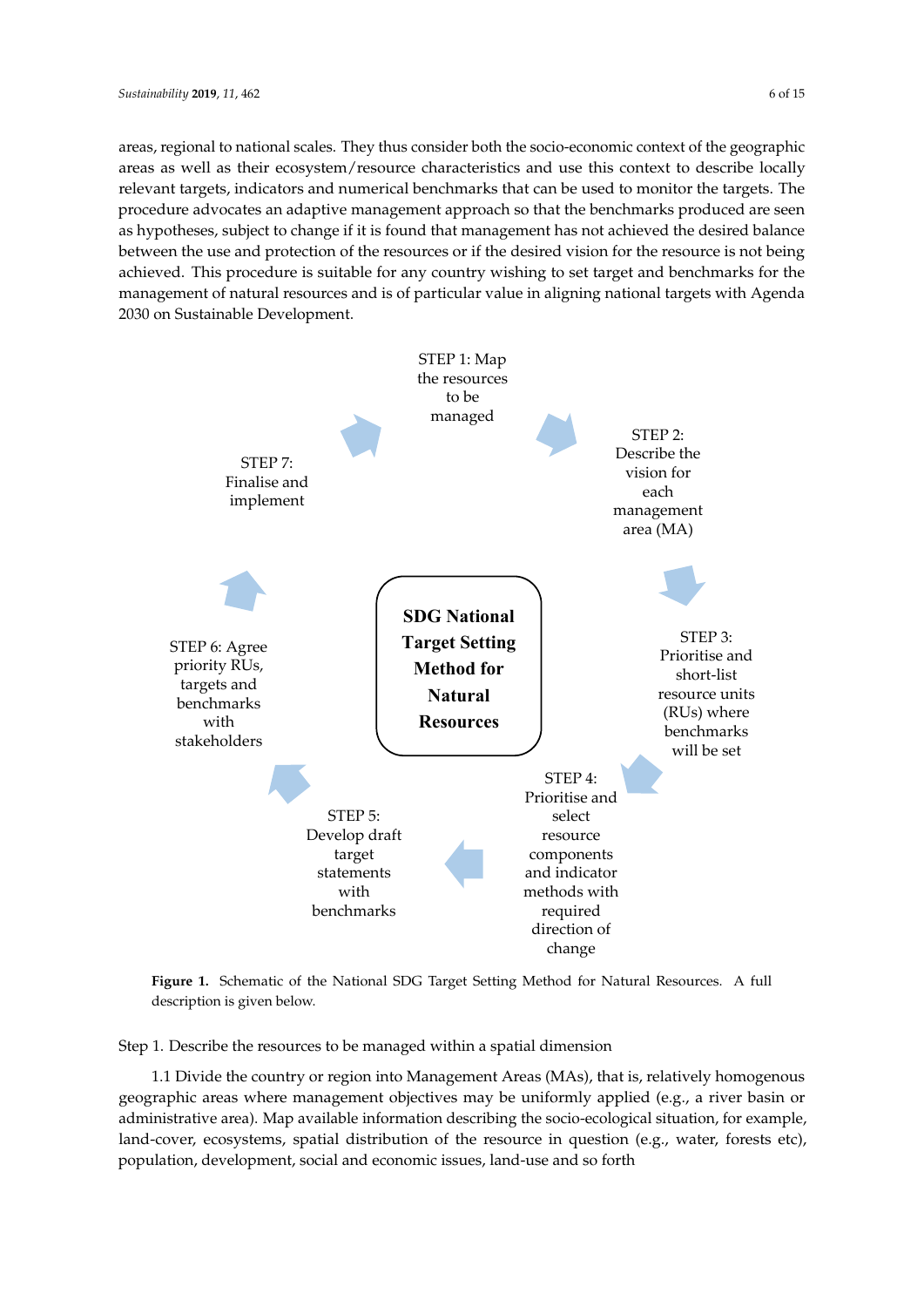areas, regional to national scales. They thus consider both the socio-economic context of the geographic areas as well as their ecosystem/resource characteristics and use this context to describe locally relevant targets, indicators and numerical benchmarks that can be used to monitor the targets. The procedure advocates an adaptive management approach so that the benchmarks produced are seen as hypotheses, subject to change if it is found that management has not achieved the desired balance between the use and protection of the resources or if the desired vision for the resource is not being achieved. This procedure is suitable for any country wishing to set target and benchmarks for the management of natural resources and is of particular value in aligning national targets with Agenda 2030 on Sustainable Development.

**SDG National Target Setting Method for Natural Resources**

STEP 1: Map the resources to be managed

STEP 2: Describe the vision for each management area (MA)

STEP 3: Prioritise and short-list resource units (RUs) where benchmarks will be set

STEP 4: Prioritise and select resource components and indicator methods with required direction of change

STEP 5: Develop draft target statements with benchmarks

STEP 6: Agree priority RUs, targets and benchmarks with stakeholders

STEP 7: Finalise and implement

**Figure 1.** Schematic of the National SDG Target Setting Method for Natural Resources. A full description is given below.

Step 1. Describe the resources to be managed within a spatial dimension

1.1 Divide the country or region into Management Areas (MAs), that is, relatively homogenous geographic areas where management objectives may be uniformly applied (e.g., a river basin or administrative area). Map available information describing the socio-ecological situation, for example, land-cover, ecosystems, spatial distribution of the resource in question (e.g., water, forests etc), population, development, social and economic issues, land-use and so forth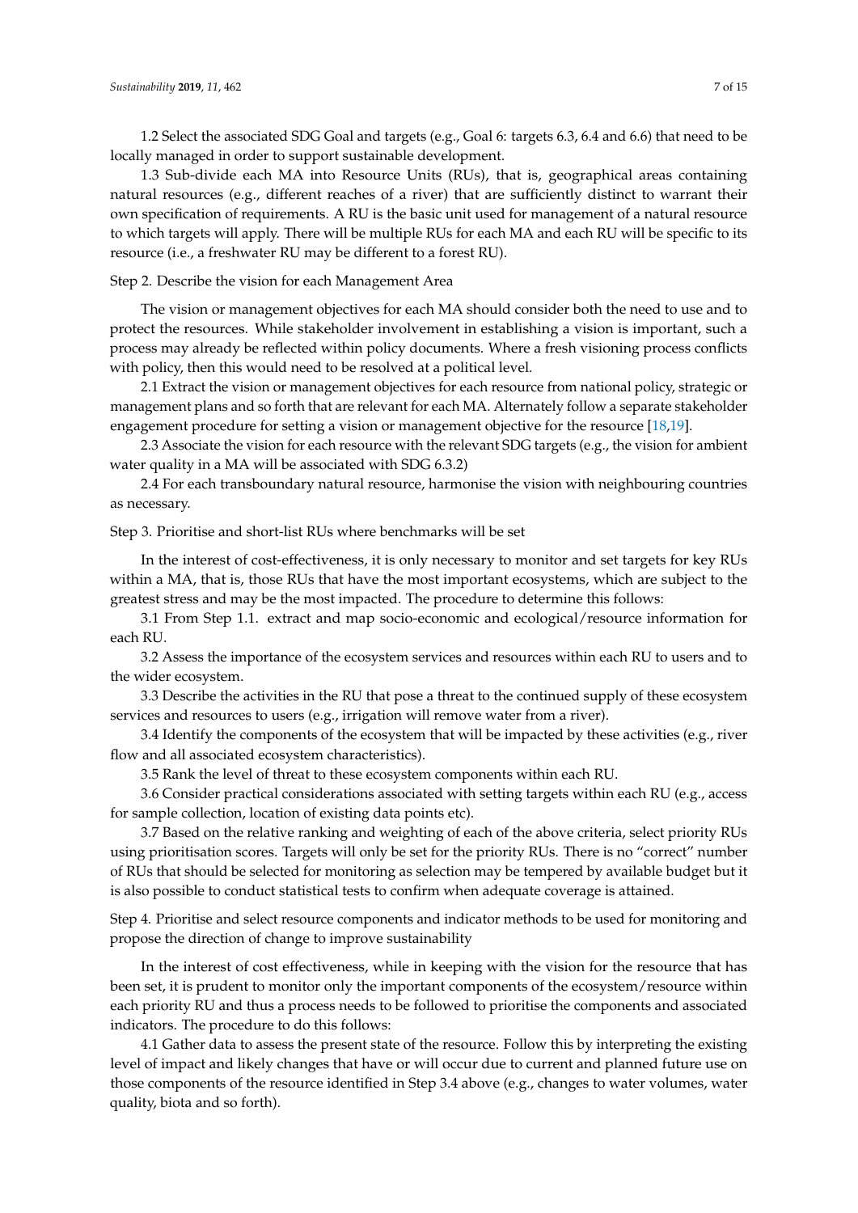1.2 Select the associated SDG Goal and targets (e.g., Goal 6: targets 6.3, 6.4 and 6.6) that need to be locally managed in order to support sustainable development.

1.3 Sub-divide each MA into Resource Units (RUs), that is, geographical areas containing natural resources (e.g., different reaches of a river) that are sufficiently distinct to warrant their own specification of requirements. A RU is the basic unit used for management of a natural resource to which targets will apply. There will be multiple RUs for each MA and each RU will be specific to its resource (i.e., a freshwater RU may be different to a forest RU).

Step 2. Describe the vision for each Management Area

The vision or management objectives for each MA should consider both the need to use and to protect the resources. While stakeholder involvement in establishing a vision is important, such a process may already be reflected within policy documents. Where a fresh visioning process conflicts with policy, then this would need to be resolved at a political level.

2.1 Extract the vision or management objectives for each resource from national policy, strategic or management plans and so forth that are relevant for each MA. Alternately follow a separate stakeholder engagement procedure for setting a vision or management objective for the resource [18,19].

2.3 Associate the vision for each resource with the relevant SDG targets (e.g., the vision for ambient water quality in a MA will be associated with SDG 6.3.2)

2.4 For each transboundary natural resource, harmonise the vision with neighbouring countries as necessary.

Step 3. Prioritise and short-list RUs where benchmarks will be set

In the interest of cost-effectiveness, it is only necessary to monitor and set targets for key RUs within a MA, that is, those RUs that have the most important ecosystems, which are subject to the greatest stress and may be the most impacted. The procedure to determine this follows:

3.1 From Step 1.1. extract and map socio-economic and ecological/resource information for each RU.

3.2 Assess the importance of the ecosystem services and resources within each RU to users and to the wider ecosystem.

3.3 Describe the activities in the RU that pose a threat to the continued supply of these ecosystem services and resources to users (e.g., irrigation will remove water from a river).

3.4 Identify the components of the ecosystem that will be impacted by these activities (e.g., river flow and all associated ecosystem characteristics).

3.5 Rank the level of threat to these ecosystem components within each RU.

3.6 Consider practical considerations associated with setting targets within each RU (e.g., access for sample collection, location of existing data points etc).

3.7 Based on the relative ranking and weighting of each of the above criteria, select priority RUs using prioritisation scores. Targets will only be set for the priority RUs. There is no "correct" number of RUs that should be selected for monitoring as selection may be tempered by available budget but it is also possible to conduct statistical tests to confirm when adequate coverage is attained.

Step 4. Prioritise and select resource components and indicator methods to be used for monitoring and propose the direction of change to improve sustainability

In the interest of cost effectiveness, while in keeping with the vision for the resource that has been set, it is prudent to monitor only the important components of the ecosystem/resource within each priority RU and thus a process needs to be followed to prioritise the components and associated indicators. The procedure to do this follows:

4.1 Gather data to assess the present state of the resource. Follow this by interpreting the existing level of impact and likely changes that have or will occur due to current and planned future use on those components of the resource identified in Step 3.4 above (e.g., changes to water volumes, water quality, biota and so forth).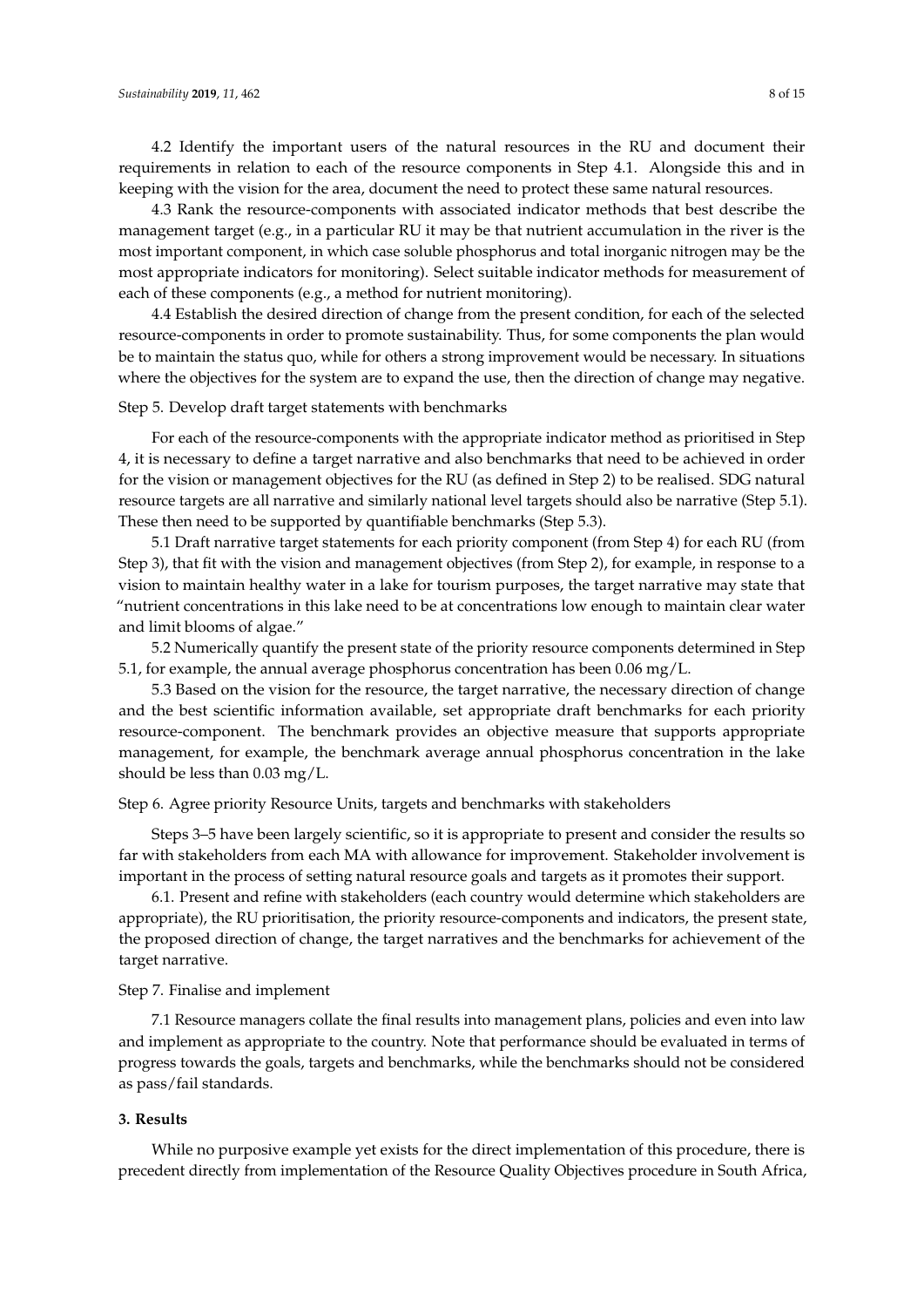4.2 Identify the important users of the natural resources in the RU and document their requirements in relation to each of the resource components in Step 4.1. Alongside this and in keeping with the vision for the area, document the need to protect these same natural resources.

4.3 Rank the resource-components with associated indicator methods that best describe the management target (e.g., in a particular RU it may be that nutrient accumulation in the river is the most important component, in which case soluble phosphorus and total inorganic nitrogen may be the most appropriate indicators for monitoring). Select suitable indicator methods for measurement of each of these components (e.g., a method for nutrient monitoring).

4.4 Establish the desired direction of change from the present condition, for each of the selected resource-components in order to promote sustainability. Thus, for some components the plan would be to maintain the status quo, while for others a strong improvement would be necessary. In situations where the objectives for the system are to expand the use, then the direction of change may negative.

Step 5. Develop draft target statements with benchmarks

For each of the resource-components with the appropriate indicator method as prioritised in Step 4, it is necessary to define a target narrative and also benchmarks that need to be achieved in order for the vision or management objectives for the RU (as defined in Step 2) to be realised. SDG natural resource targets are all narrative and similarly national level targets should also be narrative (Step 5.1). These then need to be supported by quantifiable benchmarks (Step 5.3).

5.1 Draft narrative target statements for each priority component (from Step 4) for each RU (from Step 3), that fit with the vision and management objectives (from Step 2), for example, in response to a vision to maintain healthy water in a lake for tourism purposes, the target narrative may state that "nutrient concentrations in this lake need to be at concentrations low enough to maintain clear water and limit blooms of algae."

5.2 Numerically quantify the present state of the priority resource components determined in Step 5.1, for example, the annual average phosphorus concentration has been 0.06 mg/L.

5.3 Based on the vision for the resource, the target narrative, the necessary direction of change and the best scientific information available, set appropriate draft benchmarks for each priority resource-component. The benchmark provides an objective measure that supports appropriate management, for example, the benchmark average annual phosphorus concentration in the lake should be less than 0.03 mg/L.

Step 6. Agree priority Resource Units, targets and benchmarks with stakeholders

Steps 3–5 have been largely scientific, so it is appropriate to present and consider the results so far with stakeholders from each MA with allowance for improvement. Stakeholder involvement is important in the process of setting natural resource goals and targets as it promotes their support.

6.1. Present and refine with stakeholders (each country would determine which stakeholders are appropriate), the RU prioritisation, the priority resource-components and indicators, the present state, the proposed direction of change, the target narratives and the benchmarks for achievement of the target narrative.

Step 7. Finalise and implement

7.1 Resource managers collate the final results into management plans, policies and even into law and implement as appropriate to the country. Note that performance should be evaluated in terms of progress towards the goals, targets and benchmarks, while the benchmarks should not be considered as pass/fail standards.

## 3. Results

While no purposive example yet exists for the direct implementation of this procedure, there is precedent directly from implementation of the Resource Quality Objectives procedure in South Africa,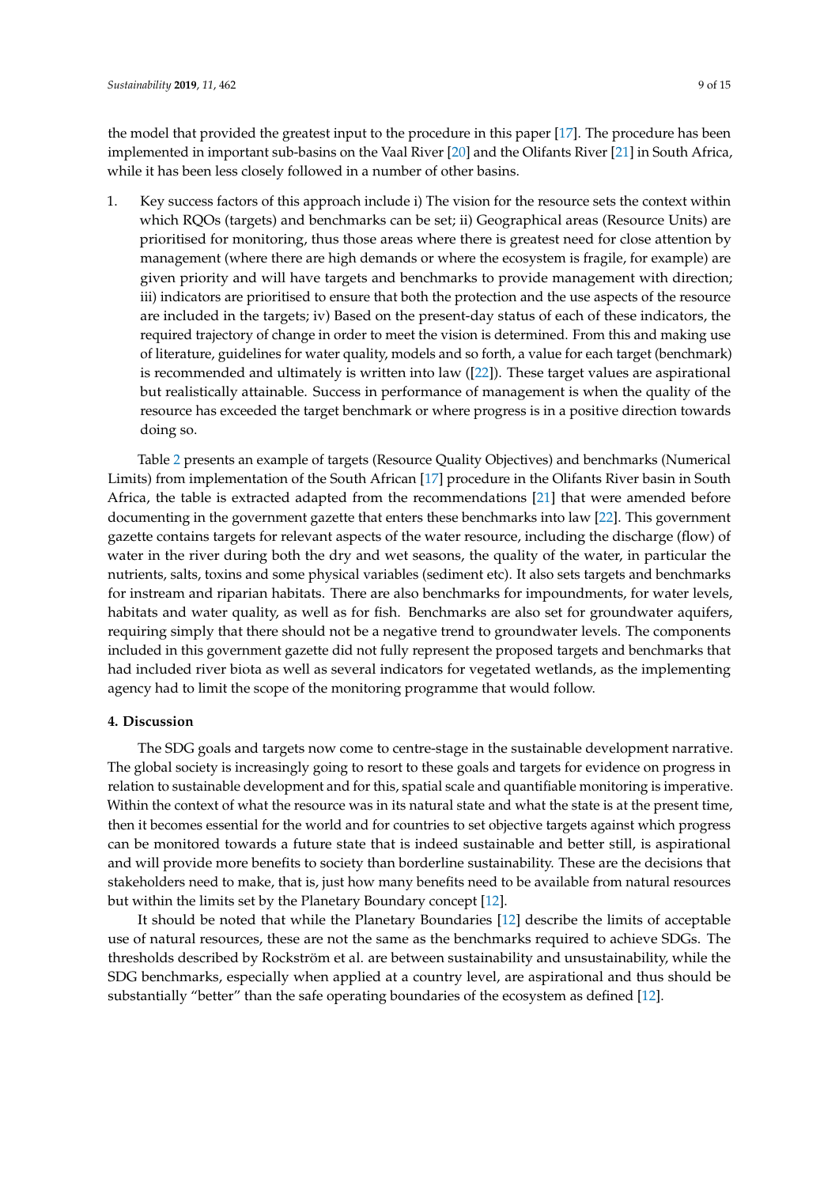the model that provided the greatest input to the procedure in this paper [17]. The procedure has been implemented in important sub-basins on the Vaal River [20] and the Olifants River [21] in South Africa, while it has been less closely followed in a number of other basins.

1. Key success factors of this approach include i) The vision for the resource sets the context within which RQOs (targets) and benchmarks can be set; ii) Geographical areas (Resource Units) are prioritised for monitoring, thus those areas where there is greatest need for close attention by management (where there are high demands or where the ecosystem is fragile, for example) are given priority and will have targets and benchmarks to provide management with direction; iii) indicators are prioritised to ensure that both the protection and the use aspects of the resource are included in the targets; iv) Based on the present-day status of each of these indicators, the required trajectory of change in order to meet the vision is determined. From this and making use of literature, guidelines for water quality, models and so forth, a value for each target (benchmark) is recommended and ultimately is written into law ([22]). These target values are aspirational but realistically attainable. Success in performance of management is when the quality of the resource has exceeded the target benchmark or where progress is in a positive direction towards doing so.

Table 2 presents an example of targets (Resource Quality Objectives) and benchmarks (Numerical Limits) from implementation of the South African [17] procedure in the Olifants River basin in South Africa, the table is extracted adapted from the recommendations [21] that were amended before documenting in the government gazette that enters these benchmarks into law [22]. This government gazette contains targets for relevant aspects of the water resource, including the discharge (flow) of water in the river during both the dry and wet seasons, the quality of the water, in particular the nutrients, salts, toxins and some physical variables (sediment etc). It also sets targets and benchmarks for instream and riparian habitats. There are also benchmarks for impoundments, for water levels, habitats and water quality, as well as for fish. Benchmarks are also set for groundwater aquifers, requiring simply that there should not be a negative trend to groundwater levels. The components included in this government gazette did not fully represent the proposed targets and benchmarks that had included river biota as well as several indicators for vegetated wetlands, as the implementing agency had to limit the scope of the monitoring programme that would follow.

## 4. Discussion

The SDG goals and targets now come to centre-stage in the sustainable development narrative. The global society is increasingly going to resort to these goals and targets for evidence on progress in relation to sustainable development and for this, spatial scale and quantifiable monitoring is imperative. Within the context of what the resource was in its natural state and what the state is at the present time, then it becomes essential for the world and for countries to set objective targets against which progress can be monitored towards a future state that is indeed sustainable and better still, is aspirational and will provide more benefits to society than borderline sustainability. These are the decisions that stakeholders need to make, that is, just how many benefits need to be available from natural resources but within the limits set by the Planetary Boundary concept [12].

It should be noted that while the Planetary Boundaries [12] describe the limits of acceptable use of natural resources, these are not the same as the benchmarks required to achieve SDGs. The thresholds described by Rockström et al. are between sustainability and unsustainability, while the SDG benchmarks, especially when applied at a country level, are aspirational and thus should be substantially "better" than the safe operating boundaries of the ecosystem as defined [12].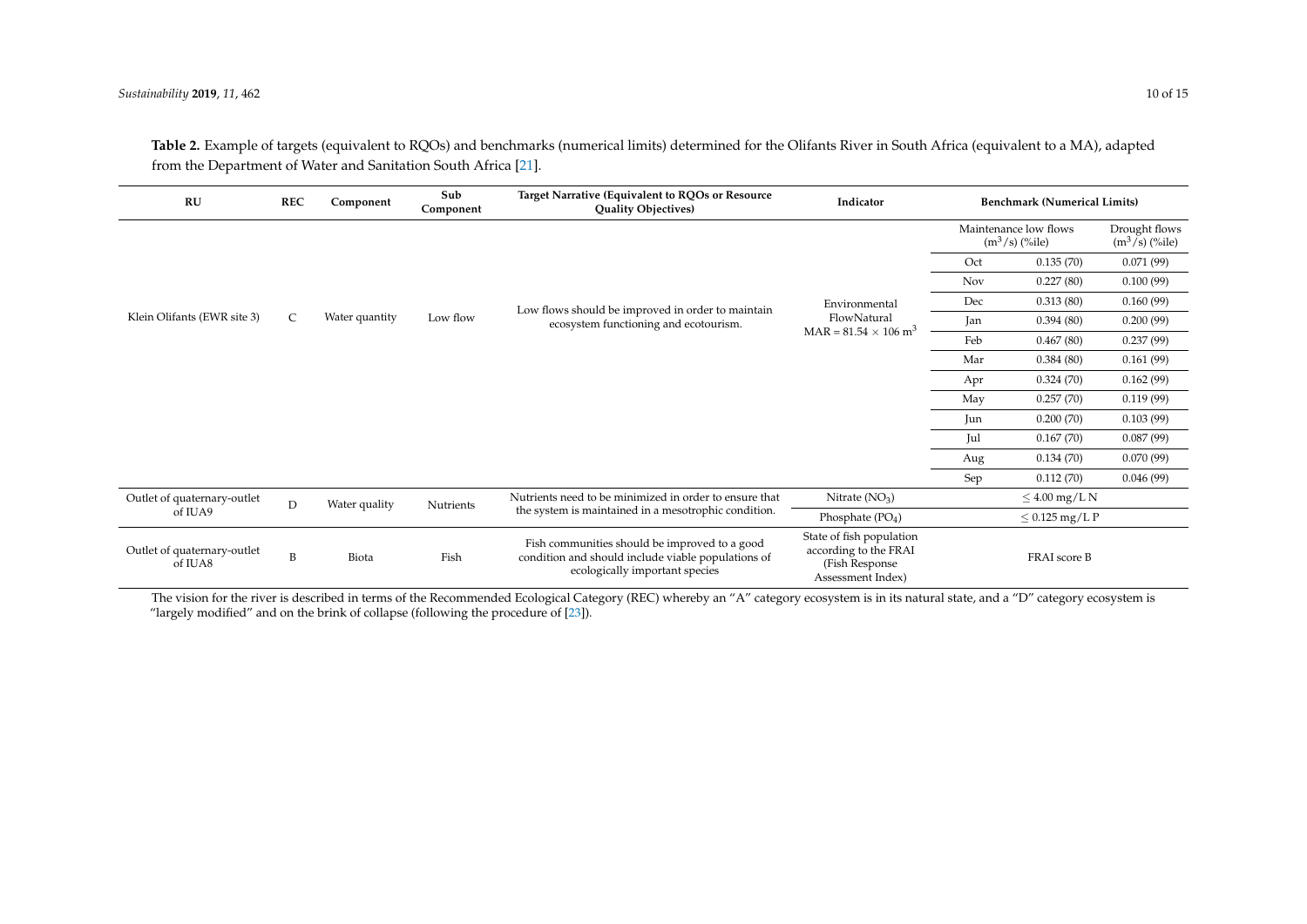**Table 2.** Example of targets (equivalent to RQOs) and benchmarks (numerical limits) determined for the Olifants River in South Africa (equivalent to a MA), adapted from the Department of Water and Sanitation South Africa [21].

| RU | REC | Component | Sub Component | Target Narrative (Equivalent to RQOs or Resource Quality Objectives) | Indicator | Benchmark (Numerical Limits) | | |
|---|---|---|---|---|---|---|---|---|
| | | | | | | Maintenance low flows ($m^3/s$) (%ile) | | Drought flows ($m^3/s$) (%ile) |
| Klein Olifants (EWR site 3) | C | Water quantity | Low flow | Low flows should be improved in order to maintain ecosystem functioning and ecotourism. | Environmental FlowNatural MAR = $81.54 \times 106$ $m^3$ | Oct | 0.135 (70) | 0.071 (99) |
| | | | | | | Nov | 0.227 (80) | 0.100 (99) |
| | | | | | | Dec | 0.313 (80) | 0.160 (99) |
| | | | | | | Jan | 0.394 (80) | 0.200 (99) |
| | | | | | | Feb | 0.467 (80) | 0.237 (99) |
| | | | | | | Mar | 0.384 (80) | 0.161 (99) |
| | | | | | | Apr | 0.324 (70) | 0.162 (99) |
| | | | | | | May | 0.257 (70) | 0.119 (99) |
| | | | | | | Jun | 0.200 (70) | 0.103 (99) |
| | | | | | | Jul | 0.167 (70) | 0.087 (99) |
| | | | | | | Aug | 0.134 (70) | 0.070 (99) |
| | | | | | | Sep | 0.112 (70) | 0.046 (99) |
| Outlet of quaternary-outlet of IUA9 | D | Water quality | Nutrients | Nutrients need to be minimized in order to ensure that the system is maintained in a mesotrophic condition. | Nitrate ($NO_3$) | $\leq$ 4.00 mg/L N | | |
| | | | | | Phosphate ($PO_4$) | $\leq$ 0.125 mg/L P | | |
| Outlet of quaternary-outlet of IUA8 | B | Biota | Fish | Fish communities should be improved to a good condition and should include viable populations of ecologically important species | State of fish population according to the FRAI (Fish Response Assessment Index) | FRAI score B | | |

The vision for the river is described in terms of the Recommended Ecological Category (REC) whereby an "A" category ecosystem is in its natural state, and a "D" category ecosystem is "largely modified" and on the brink of collapse (following the procedure of [23]).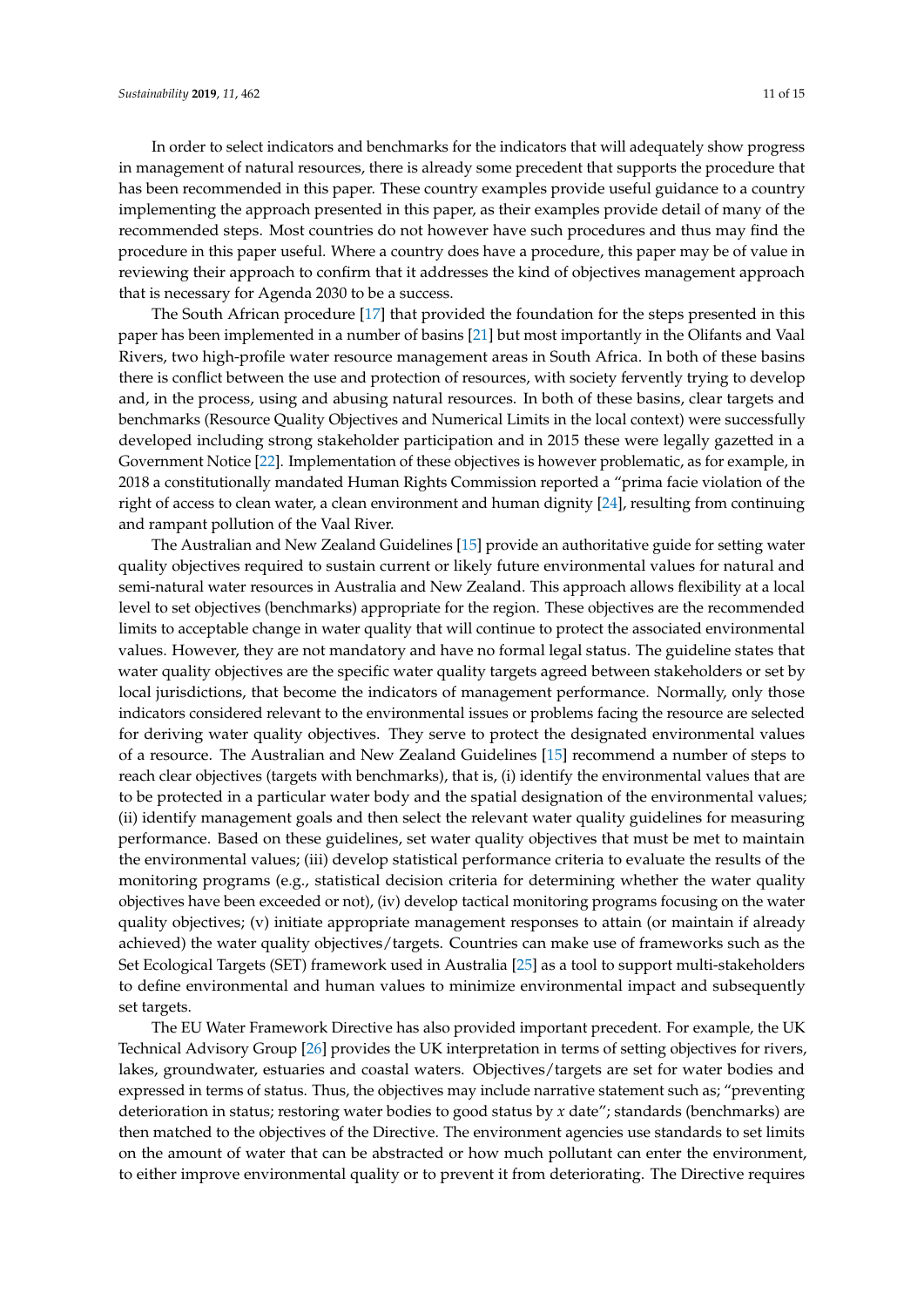In order to select indicators and benchmarks for the indicators that will adequately show progress in management of natural resources, there is already some precedent that supports the procedure that has been recommended in this paper. These country examples provide useful guidance to a country implementing the approach presented in this paper, as their examples provide detail of many of the recommended steps. Most countries do not however have such procedures and thus may find the procedure in this paper useful. Where a country does have a procedure, this paper may be of value in reviewing their approach to confirm that it addresses the kind of objectives management approach that is necessary for Agenda 2030 to be a success.

The South African procedure [17] that provided the foundation for the steps presented in this paper has been implemented in a number of basins [21] but most importantly in the Olifants and Vaal Rivers, two high-profile water resource management areas in South Africa. In both of these basins there is conflict between the use and protection of resources, with society fervently trying to develop and, in the process, using and abusing natural resources. In both of these basins, clear targets and benchmarks (Resource Quality Objectives and Numerical Limits in the local context) were successfully developed including strong stakeholder participation and in 2015 these were legally gazetted in a Government Notice [22]. Implementation of these objectives is however problematic, as for example, in 2018 a constitutionally mandated Human Rights Commission reported a "prima facie violation of the right of access to clean water, a clean environment and human dignity [24], resulting from continuing and rampant pollution of the Vaal River.

The Australian and New Zealand Guidelines [15] provide an authoritative guide for setting water quality objectives required to sustain current or likely future environmental values for natural and semi-natural water resources in Australia and New Zealand. This approach allows flexibility at a local level to set objectives (benchmarks) appropriate for the region. These objectives are the recommended limits to acceptable change in water quality that will continue to protect the associated environmental values. However, they are not mandatory and have no formal legal status. The guideline states that water quality objectives are the specific water quality targets agreed between stakeholders or set by local jurisdictions, that become the indicators of management performance. Normally, only those indicators considered relevant to the environmental issues or problems facing the resource are selected for deriving water quality objectives. They serve to protect the designated environmental values of a resource. The Australian and New Zealand Guidelines [15] recommend a number of steps to reach clear objectives (targets with benchmarks), that is, (i) identify the environmental values that are to be protected in a particular water body and the spatial designation of the environmental values; (ii) identify management goals and then select the relevant water quality guidelines for measuring performance. Based on these guidelines, set water quality objectives that must be met to maintain the environmental values; (iii) develop statistical performance criteria to evaluate the results of the monitoring programs (e.g., statistical decision criteria for determining whether the water quality objectives have been exceeded or not), (iv) develop tactical monitoring programs focusing on the water quality objectives; (v) initiate appropriate management responses to attain (or maintain if already achieved) the water quality objectives/targets. Countries can make use of frameworks such as the Set Ecological Targets (SET) framework used in Australia [25] as a tool to support multi-stakeholders to define environmental and human values to minimize environmental impact and subsequently set targets.

The EU Water Framework Directive has also provided important precedent. For example, the UK Technical Advisory Group [26] provides the UK interpretation in terms of setting objectives for rivers, lakes, groundwater, estuaries and coastal waters. Objectives/targets are set for water bodies and expressed in terms of status. Thus, the objectives may include narrative statement such as; "preventing deterioration in status; restoring water bodies to good status by *x* date"; standards (benchmarks) are then matched to the objectives of the Directive. The environment agencies use standards to set limits on the amount of water that can be abstracted or how much pollutant can enter the environment, to either improve environmental quality or to prevent it from deteriorating. The Directive requires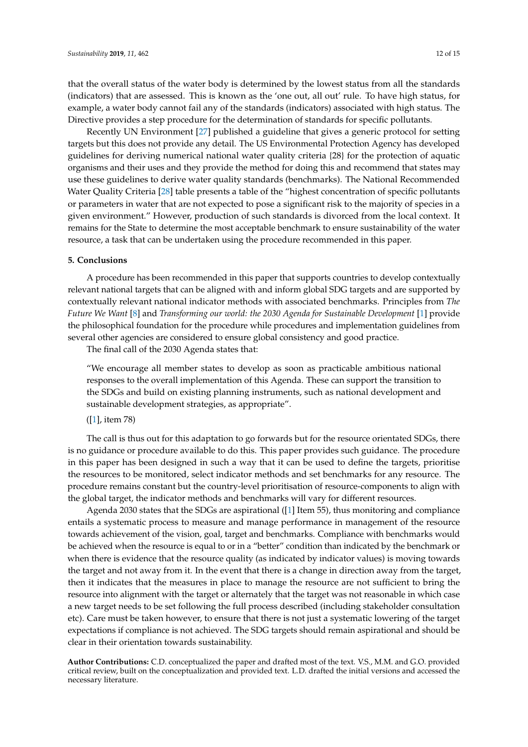that the overall status of the water body is determined by the lowest status from all the standards (indicators) that are assessed. This is known as the 'one out, all out' rule. To have high status, for example, a water body cannot fail any of the standards (indicators) associated with high status. The Directive provides a step procedure for the determination of standards for specific pollutants.

Recently UN Environment [27] published a guideline that gives a generic protocol for setting targets but this does not provide any detail. The US Environmental Protection Agency has developed guidelines for deriving numerical national water quality criteria {28} for the protection of aquatic organisms and their uses and they provide the method for doing this and recommend that states may use these guidelines to derive water quality standards (benchmarks). The National Recommended Water Quality Criteria [28] table presents a table of the "highest concentration of specific pollutants or parameters in water that are not expected to pose a significant risk to the majority of species in a given environment." However, production of such standards is divorced from the local context. It remains for the State to determine the most acceptable benchmark to ensure sustainability of the water resource, a task that can be undertaken using the procedure recommended in this paper.

## 5. Conclusions

A procedure has been recommended in this paper that supports countries to develop contextually relevant national targets that can be aligned with and inform global SDG targets and are supported by contextually relevant national indicator methods with associated benchmarks. Principles from *The Future We Want* [8] and *Transforming our world: the 2030 Agenda for Sustainable Development* [1] provide the philosophical foundation for the procedure while procedures and implementation guidelines from several other agencies are considered to ensure global consistency and good practice.

The final call of the 2030 Agenda states that:

> "We encourage all member states to develop as soon as practicable ambitious national responses to the overall implementation of this Agenda. These can support the transition to the SDGs and build on existing planning instruments, such as national development and sustainable development strategies, as appropriate".
>
> ([1], item 78)

The call is thus out for this adaptation to go forwards but for the resource orientated SDGs, there is no guidance or procedure available to do this. This paper provides such guidance. The procedure in this paper has been designed in such a way that it can be used to define the targets, prioritise the resources to be monitored, select indicator methods and set benchmarks for any resource. The procedure remains constant but the country-level prioritisation of resource-components to align with the global target, the indicator methods and benchmarks will vary for different resources.

Agenda 2030 states that the SDGs are aspirational ([1] Item 55), thus monitoring and compliance entails a systematic process to measure and manage performance in management of the resource towards achievement of the vision, goal, target and benchmarks. Compliance with benchmarks would be achieved when the resource is equal to or in a "better" condition than indicated by the benchmark or when there is evidence that the resource quality (as indicated by indicator values) is moving towards the target and not away from it. In the event that there is a change in direction away from the target, then it indicates that the measures in place to manage the resource are not sufficient to bring the resource into alignment with the target or alternately that the target was not reasonable in which case a new target needs to be set following the full process described (including stakeholder consultation etc). Care must be taken however, to ensure that there is not just a systematic lowering of the target expectations if compliance is not achieved. The SDG targets should remain aspirational and should be clear in their orientation towards sustainability.

**Author Contributions:** C.D. conceptualized the paper and drafted most of the text. V.S., M.M. and G.O. provided critical review, built on the conceptualization and provided text. L.D. drafted the initial versions and accessed the necessary literature.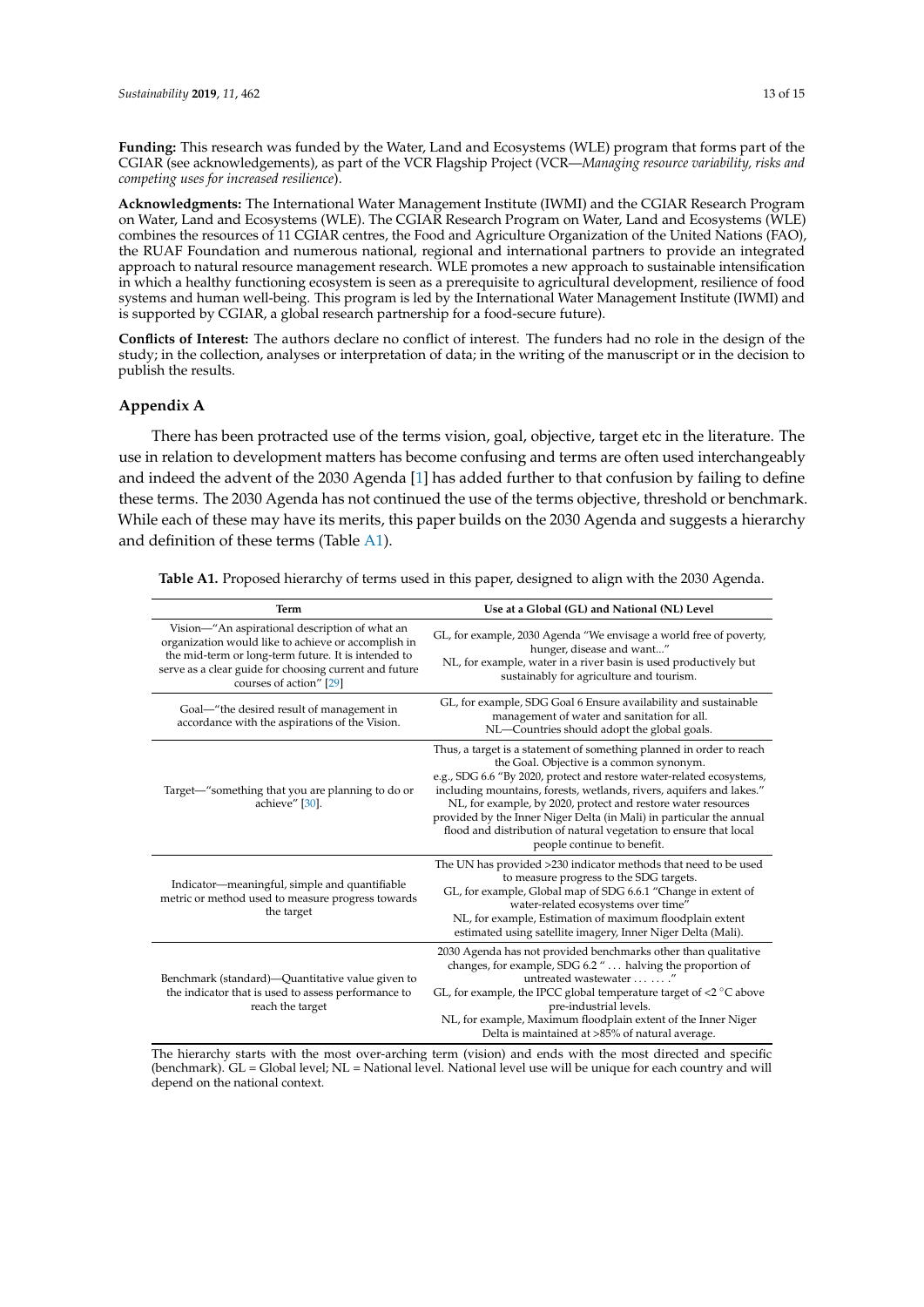**Funding:** This research was funded by the Water, Land and Ecosystems (WLE) program that forms part of the CGIAR (see acknowledgements), as part of the VCR Flagship Project (VCR—*Managing resource variability, risks and competing uses for increased resilience*).

**Acknowledgments:** The International Water Management Institute (IWMI) and the CGIAR Research Program on Water, Land and Ecosystems (WLE). The CGIAR Research Program on Water, Land and Ecosystems (WLE) combines the resources of 11 CGIAR centres, the Food and Agriculture Organization of the United Nations (FAO), the RUAF Foundation and numerous national, regional and international partners to provide an integrated approach to natural resource management research. WLE promotes a new approach to sustainable intensification in which a healthy functioning ecosystem is seen as a prerequisite to agricultural development, resilience of food systems and human well-being. This program is led by the International Water Management Institute (IWMI) and is supported by CGIAR, a global research partnership for a food-secure future).

**Conflicts of Interest:** The authors declare no conflict of interest. The funders had no role in the design of the study; in the collection, analyses or interpretation of data; in the writing of the manuscript or in the decision to publish the results.

## Appendix A

There has been protracted use of the terms vision, goal, objective, target etc in the literature. The use in relation to development matters has become confusing and terms are often used interchangeably and indeed the advent of the 2030 Agenda [1] has added further to that confusion by failing to define these terms. The 2030 Agenda has not continued the use of the terms objective, threshold or benchmark. While each of these may have its merits, this paper builds on the 2030 Agenda and suggests a hierarchy and definition of these terms (Table A1).

**Table A1.** Proposed hierarchy of terms used in this paper, designed to align with the 2030 Agenda.

| Term | Use at a Global (GL) and National (NL) Level |
| --- | --- |
| Vision—"An aspirational description of what an organization would like to achieve or accomplish in the mid-term or long-term future. It is intended to serve as a clear guide for choosing current and future courses of action" [29] | GL, for example, 2030 Agenda "We envisage a world free of poverty, hunger, disease and want..." NL, for example, water in a river basin is used productively but sustainably for agriculture and tourism. |
| Goal—"the desired result of management in accordance with the aspirations of the Vision. | GL, for example, SDG Goal 6 Ensure availability and sustainable management of water and sanitation for all. NL—Countries should adopt the global goals. |
| Target—"something that you are planning to do or achieve" [30]. | Thus, a target is a statement of something planned in order to reach the Goal. Objective is a common synonym. e.g., SDG 6.6 "By 2020, protect and restore water-related ecosystems, including mountains, forests, wetlands, rivers, aquifers and lakes." NL, for example, by 2020, protect and restore water resources provided by the Inner Niger Delta (in Mali) in particular the annual flood and distribution of natural vegetation to ensure that local people continue to benefit. |
| Indicator—meaningful, simple and quantifiable metric or method used to measure progress towards the target | The UN has provided >230 indicator methods that need to be used to measure progress to the SDG targets. GL, for example, Global map of SDG 6.6.1 "Change in extent of water-related ecosystems over time" NL, for example, Estimation of maximum floodplain extent estimated using satellite imagery, Inner Niger Delta (Mali). |
| Benchmark (standard)—Quantitative value given to the indicator that is used to assess performance to reach the target | 2030 Agenda has not provided benchmarks other than qualitative changes, for example, SDG 6.2 "... halving the proportion of untreated wastewater ... ... ." GL, for example, the IPCC global temperature target of <2 °C above pre-industrial levels. NL, for example, Maximum floodplain extent of the Inner Niger Delta is maintained at >85% of natural average. |

The hierarchy starts with the most over-arching term (vision) and ends with the most directed and specific (benchmark). GL = Global level; NL = National level. National level use will be unique for each country and will depend on the national context.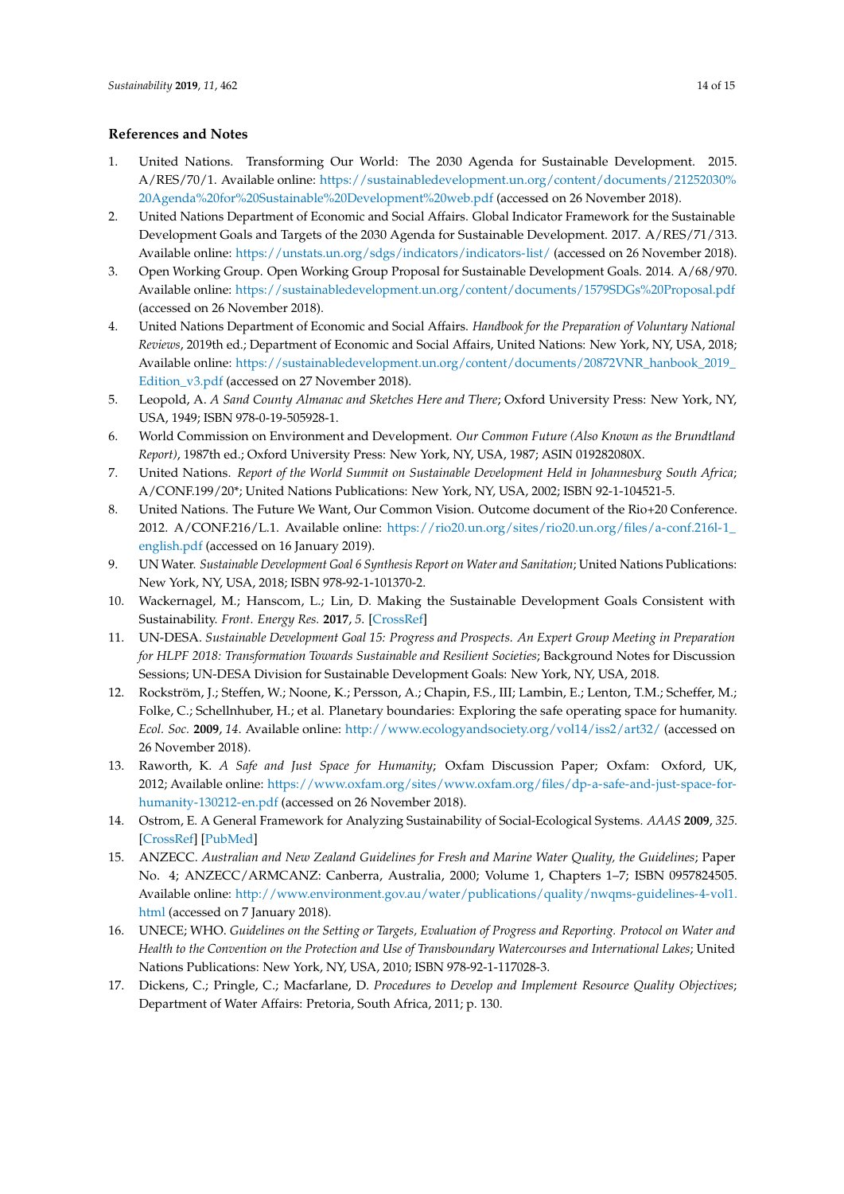## References and Notes

1. United Nations. Transforming Our World: The 2030 Agenda for Sustainable Development. 2015. A/RES/70/1. Available online: https://sustainabledevelopment.un.org/content/documents/21252030%20Agenda%20for%20Sustainable%20Development%20web.pdf (accessed on 26 November 2018).
2. United Nations Department of Economic and Social Affairs. Global Indicator Framework for the Sustainable Development Goals and Targets of the 2030 Agenda for Sustainable Development. 2017. A/RES/71/313. Available online: https://unstats.un.org/sdgs/indicators/indicators-list/ (accessed on 26 November 2018).
3. Open Working Group. Open Working Group Proposal for Sustainable Development Goals. 2014. A/68/970. Available online: https://sustainabledevelopment.un.org/content/documents/1579SDGs%20Proposal.pdf (accessed on 26 November 2018).
4. United Nations Department of Economic and Social Affairs. *Handbook for the Preparation of Voluntary National Reviews*, 2019th ed.; Department of Economic and Social Affairs, United Nations: New York, NY, USA, 2018; Available online: https://sustainabledevelopment.un.org/content/documents/20872VNR_hanbook_2019_Edition_v3.pdf (accessed on 27 November 2018).
5. Leopold, A. *A Sand County Almanac and Sketches Here and There*; Oxford University Press: New York, NY, USA, 1949; ISBN 978-0-19-505928-1.
6. World Commission on Environment and Development. *Our Common Future (Also Known as the Brundtland Report)*, 1987th ed.; Oxford University Press: New York, NY, USA, 1987; ASIN 019282080X.
7. United Nations. *Report of the World Summit on Sustainable Development Held in Johannesburg South Africa*; A/CONF.199/20*; United Nations Publications: New York, NY, USA, 2002; ISBN 92-1-104521-5.
8. United Nations. The Future We Want, Our Common Vision. Outcome document of the Rio+20 Conference. 2012. A/CONF.216/L.1. Available online: https://rio20.un.org/sites/rio20.un.org/files/a-conf.216l-1_english.pdf (accessed on 16 January 2019).
9. UN Water. *Sustainable Development Goal 6 Synthesis Report on Water and Sanitation*; United Nations Publications: New York, NY, USA, 2018; ISBN 978-92-1-101370-2.
10. Wackernagel, M.; Hanscom, L.; Lin, D. Making the Sustainable Development Goals Consistent with Sustainability. *Front. Energy Res.* **2017**, *5*. [CrossRef]
11. UN-DESA. *Sustainable Development Goal 15: Progress and Prospects. An Expert Group Meeting in Preparation for HLPF 2018: Transformation Towards Sustainable and Resilient Societies*; Background Notes for Discussion Sessions; UN-DESA Division for Sustainable Development Goals: New York, NY, USA, 2018.
12. Rockström, J.; Steffen, W.; Noone, K.; Persson, A.; Chapin, F.S., III; Lambin, E.; Lenton, T.M.; Scheffer, M.; Folke, C.; Schellnhuber, H.; et al. Planetary boundaries: Exploring the safe operating space for humanity. *Ecol. Soc.* **2009**, *14*. Available online: http://www.ecologyandsociety.org/vol14/iss2/art32/ (accessed on 26 November 2018).
13. Raworth, K. *A Safe and Just Space for Humanity*; Oxfam Discussion Paper; Oxfam: Oxford, UK, 2012; Available online: https://www.oxfam.org/sites/www.oxfam.org/files/dp-a-safe-and-just-space-for-humanity-130212-en.pdf (accessed on 26 November 2018).
14. Ostrom, E. A General Framework for Analyzing Sustainability of Social-Ecological Systems. *AAAS* **2009**, *325*. [CrossRef] [PubMed]
15. ANZECC. *Australian and New Zealand Guidelines for Fresh and Marine Water Quality, the Guidelines*; Paper No. 4; ANZECC/ARMCANZ: Canberra, Australia, 2000; Volume 1, Chapters 1–7; ISBN 0957824505. Available online: http://www.environment.gov.au/water/publications/quality/nwqms-guidelines-4-vol1.html (accessed on 7 January 2018).
16. UNECE; WHO. *Guidelines on the Setting or Targets, Evaluation of Progress and Reporting. Protocol on Water and Health to the Convention on the Protection and Use of Transboundary Watercourses and International Lakes*; United Nations Publications: New York, NY, USA, 2010; ISBN 978-92-1-117028-3.
17. Dickens, C.; Pringle, C.; Macfarlane, D. *Procedures to Develop and Implement Resource Quality Objectives*; Department of Water Affairs: Pretoria, South Africa, 2011; p. 130.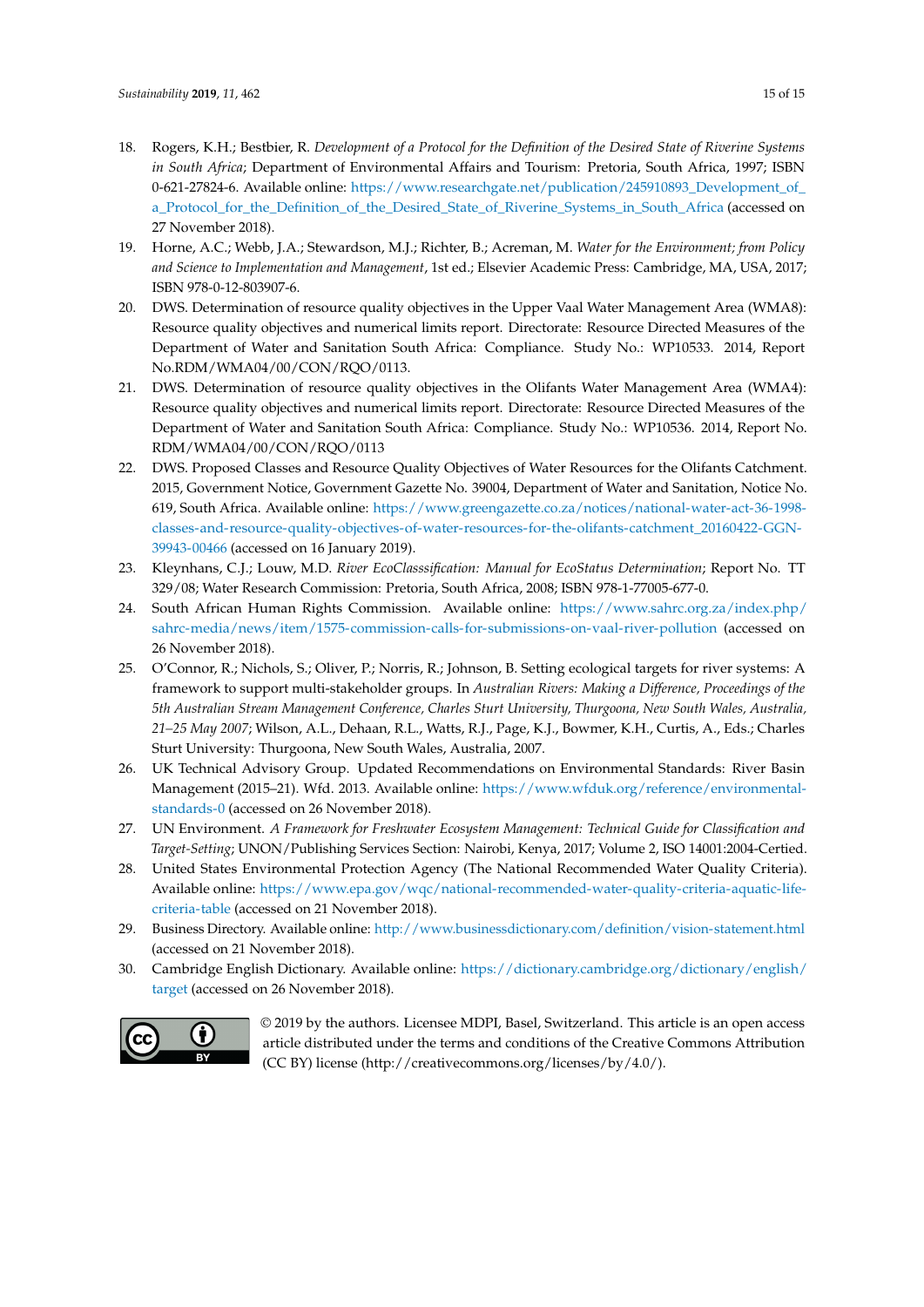18. Rogers, K.H.; Bestbier, R. *Development of a Protocol for the Definition of the Desired State of Riverine Systems in South Africa*; Department of Environmental Affairs and Tourism: Pretoria, South Africa, 1997; ISBN 0-621-27824-6. Available online: https://www.researchgate.net/publication/245910893_Development_of_a_Protocol_for_the_Definition_of_the_Desired_State_of_Riverine_Systems_in_South_Africa (accessed on 27 November 2018).
19. Horne, A.C.; Webb, J.A.; Stewardson, M.J.; Richter, B.; Acreman, M. *Water for the Environment; from Policy and Science to Implementation and Management*, 1st ed.; Elsevier Academic Press: Cambridge, MA, USA, 2017; ISBN 978-0-12-803907-6.
20. DWS. Determination of resource quality objectives in the Upper Vaal Water Management Area (WMA8): Resource quality objectives and numerical limits report. Directorate: Resource Directed Measures of the Department of Water and Sanitation South Africa: Compliance. Study No.: WP10533. 2014, Report No.RDM/WMA04/00/CON/RQO/0113.
21. DWS. Determination of resource quality objectives in the Olifants Water Management Area (WMA4): Resource quality objectives and numerical limits report. Directorate: Resource Directed Measures of the Department of Water and Sanitation South Africa: Compliance. Study No.: WP10536. 2014, Report No. RDM/WMA04/00/CON/RQO/0113
22. DWS. Proposed Classes and Resource Quality Objectives of Water Resources for the Olifants Catchment. 2015, Government Notice, Government Gazette No. 39004, Department of Water and Sanitation, Notice No. 619, South Africa. Available online: https://www.greengazette.co.za/notices/national-water-act-36-1998-classes-and-resource-quality-objectives-of-water-resources-for-the-olifants-catchment_20160422-GGN-39943-00466 (accessed on 16 January 2019).
23. Kleynhans, C.J.; Louw, M.D. *River EcoClasssification: Manual for EcoStatus Determination*; Report No. TT 329/08; Water Research Commission: Pretoria, South Africa, 2008; ISBN 978-1-77005-677-0.
24. South African Human Rights Commission. Available online: https://www.sahrc.org.za/index.php/sahrc-media/news/item/1575-commission-calls-for-submissions-on-vaal-river-pollution (accessed on 26 November 2018).
25. O'Connor, R.; Nichols, S.; Oliver, P.; Norris, R.; Johnson, B. Setting ecological targets for river systems: A framework to support multi-stakeholder groups. In *Australian Rivers: Making a Difference, Proceedings of the 5th Australian Stream Management Conference, Charles Sturt University, Thurgoona, New South Wales, Australia, 21–25 May 2007*; Wilson, A.L., Dehaan, R.L., Watts, R.J., Page, K.J., Bowmer, K.H., Curtis, A., Eds.; Charles Sturt University: Thurgoona, New South Wales, Australia, 2007.
26. UK Technical Advisory Group. Updated Recommendations on Environmental Standards: River Basin Management (2015–21). Wfd. 2013. Available online: https://www.wfduk.org/reference/environmental-standards-0 (accessed on 26 November 2018).
27. UN Environment. *A Framework for Freshwater Ecosystem Management: Technical Guide for Classification and Target-Setting*; UNON/Publishing Services Section: Nairobi, Kenya, 2017; Volume 2, ISO 14001:2004-Certied.
28. United States Environmental Protection Agency (The National Recommended Water Quality Criteria). Available online: https://www.epa.gov/wqc/national-recommended-water-quality-criteria-aquatic-life-criteria-table (accessed on 21 November 2018).
29. Business Directory. Available online: http://www.businessdictionary.com/definition/vision-statement.html (accessed on 21 November 2018).
30. Cambridge English Dictionary. Available online: https://dictionary.cambridge.org/dictionary/english/target (accessed on 26 November 2018).

© 2019 by the authors. Licensee MDPI, Basel, Switzerland. This article is an open access article distributed under the terms and conditions of the Creative Commons Attribution (CC BY) license (http://creativecommons.org/licenses/by/4.0/).